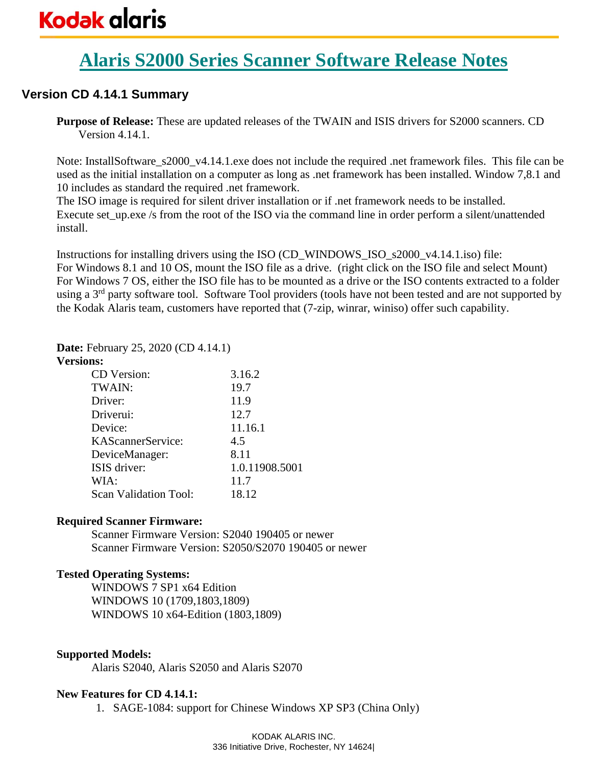# Alaris S2000 Series Scanner Software Release Notes

## Version CD 4.14.1 Summary

**Purpose of Release:** These are updated releases of the TWAIN and ISIS drivers for S2000 scanners. CD Version 4.14.1.

Note: InstallSoftware_s2000_v4.14.1.exe does not include the required .net framework files. This file can be used as the initial installation on a computer as long as .net framework has been installed. Window 7,8.1 and 10 includes as standard the required .net framework.
The ISO image is required for silent driver installation or if .net framework needs to be installed.
Execute set_up.exe /s from the root of the ISO via the command line in order perform a silent/unattended install.

Instructions for installing drivers using the ISO (CD_WINDOWS_ISO_s2000_v4.14.1.iso) file:
For Windows 8.1 and 10 OS, mount the ISO file as a drive. (right click on the ISO file and select Mount)
For Windows 7 OS, either the ISO file has to be mounted as a drive or the ISO contents extracted to a folder using a 3rd party software tool. Software Tool providers (tools have not been tested and are not supported by the Kodak Alaris team, customers have reported that (7-zip, winrar, winiso) offer such capability.

**Date:** February 25, 2020 (CD 4.14.1)

**Versions:**

| | |
|---|---|
| CD Version: | 3.16.2 |
| TWAIN: | 19.7 |
| Driver: | 11.9 |
| Driverui: | 12.7 |
| Device: | 11.16.1 |
| KAScannerService: | 4.5 |
| DeviceManager: | 8.11 |
| ISIS driver: | 1.0.11908.5001 |
| WIA: | 11.7 |
| Scan Validation Tool: | 18.12 |

**Required Scanner Firmware:**

Scanner Firmware Version: S2040 190405 or newer
Scanner Firmware Version: S2050/S2070 190405 or newer

**Tested Operating Systems:**

WINDOWS 7 SP1 x64 Edition
WINDOWS 10 (1709,1803,1809)
WINDOWS 10 x64-Edition (1803,1809)

**Supported Models:**

Alaris S2040, Alaris S2050 and Alaris S2070

**New Features for CD 4.14.1:**

1. SAGE-1084: support for Chinese Windows XP SP3 (China Only)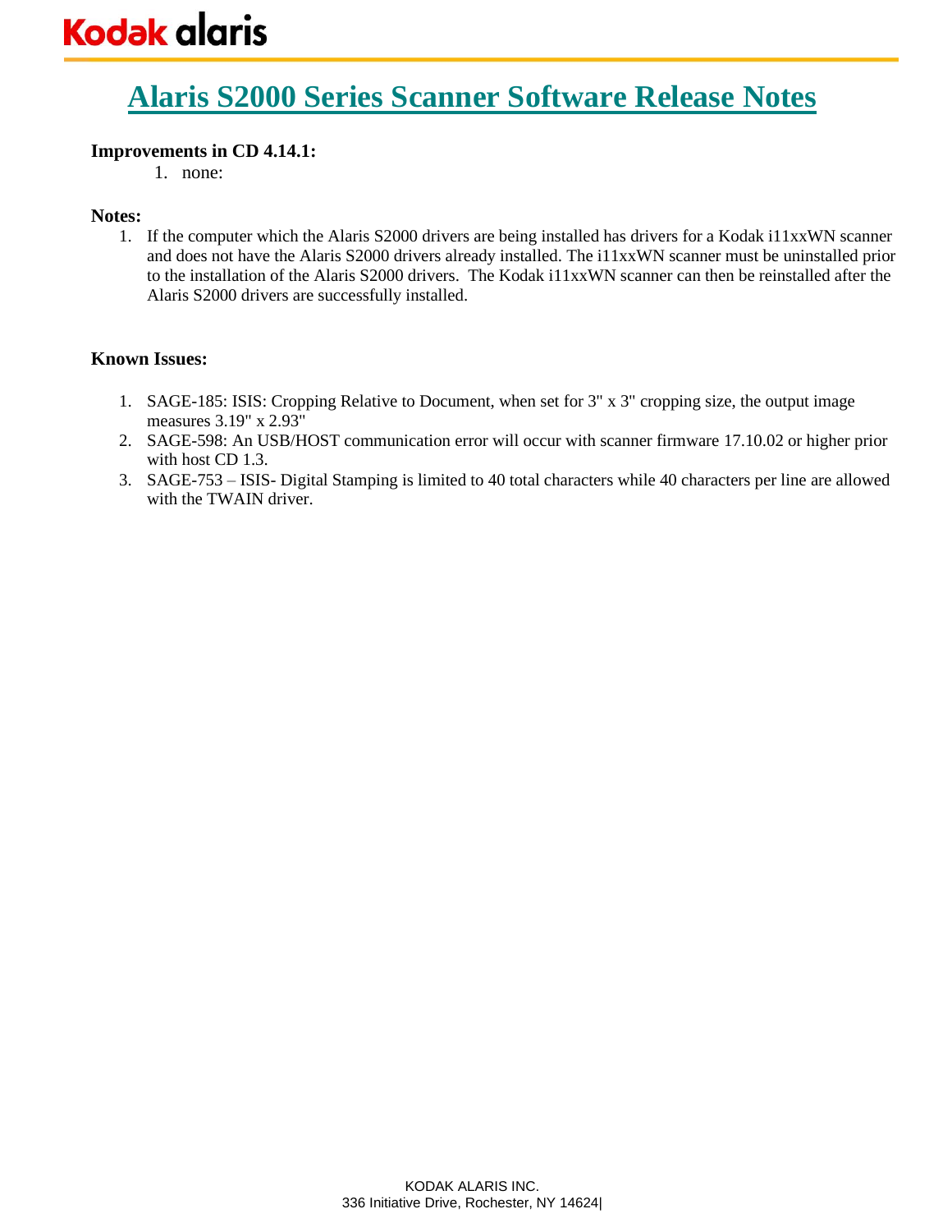# Alaris S2000 Series Scanner Software Release Notes

**Improvements in CD 4.14.1:**

1. none:

**Notes:**

1. If the computer which the Alaris S2000 drivers are being installed has drivers for a Kodak i11xxWN scanner and does not have the Alaris S2000 drivers already installed. The i11xxWN scanner must be uninstalled prior to the installation of the Alaris S2000 drivers. The Kodak i11xxWN scanner can then be reinstalled after the Alaris S2000 drivers are successfully installed.

**Known Issues:**

1. SAGE-185: ISIS: Cropping Relative to Document, when set for 3" x 3" cropping size, the output image measures 3.19" x 2.93"
2. SAGE-598: An USB/HOST communication error will occur with scanner firmware 17.10.02 or higher prior with host CD 1.3.
3. SAGE-753 – ISIS- Digital Stamping is limited to 40 total characters while 40 characters per line are allowed with the TWAIN driver.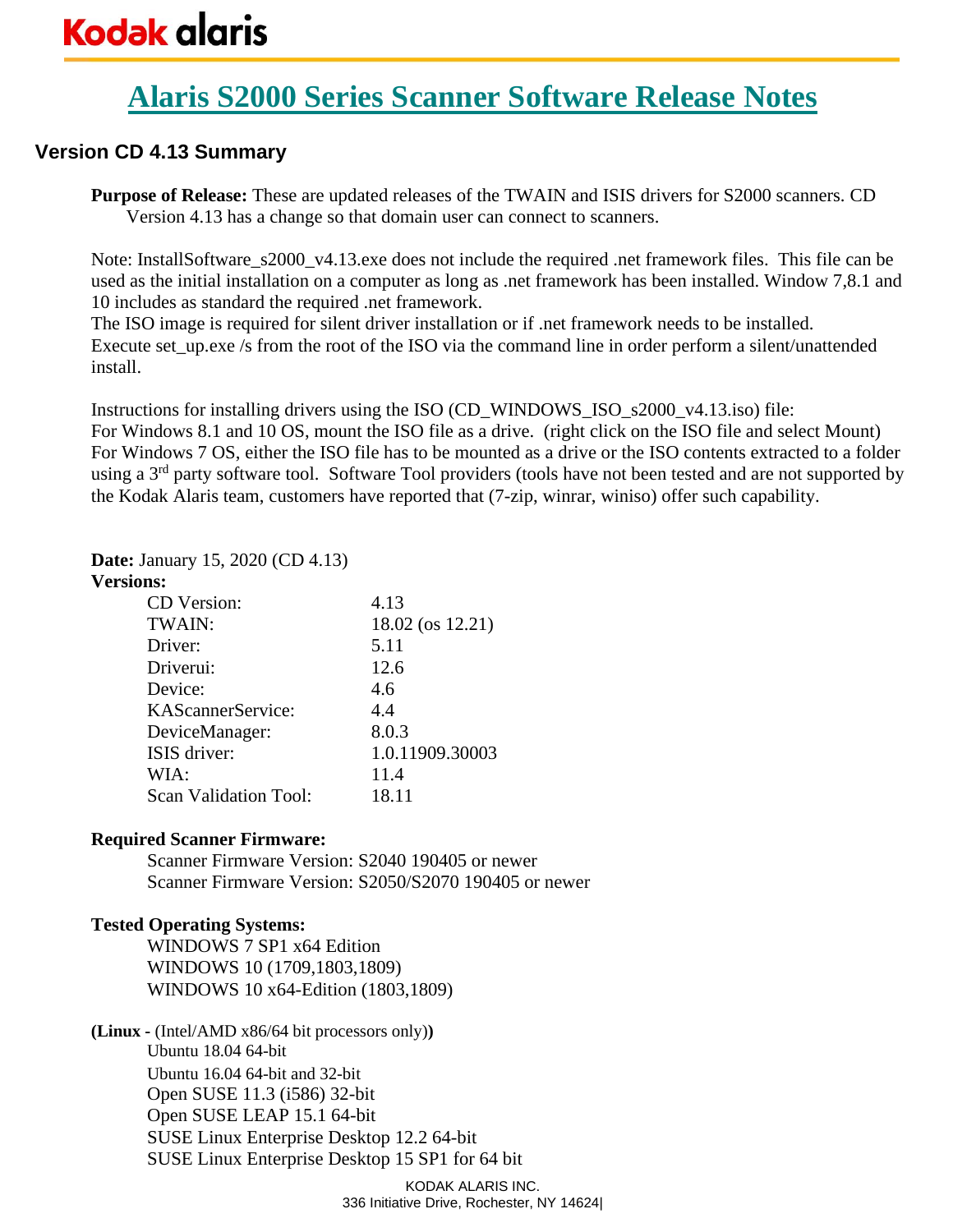# Alaris S2000 Series Scanner Software Release Notes

## Version CD 4.13 Summary

**Purpose of Release:** These are updated releases of the TWAIN and ISIS drivers for S2000 scanners. CD Version 4.13 has a change so that domain user can connect to scanners.

Note: InstallSoftware_s2000_v4.13.exe does not include the required .net framework files. This file can be used as the initial installation on a computer as long as .net framework has been installed. Window 7,8.1 and 10 includes as standard the required .net framework.
The ISO image is required for silent driver installation or if .net framework needs to be installed.
Execute set_up.exe /s from the root of the ISO via the command line in order perform a silent/unattended install.

Instructions for installing drivers using the ISO (CD_WINDOWS_ISO_s2000_v4.13.iso) file:
For Windows 8.1 and 10 OS, mount the ISO file as a drive. (right click on the ISO file and select Mount)
For Windows 7 OS, either the ISO file has to be mounted as a drive or the ISO contents extracted to a folder using a 3rd party software tool. Software Tool providers (tools have not been tested and are not supported by the Kodak Alaris team, customers have reported that (7-zip, winrar, winiso) offer such capability.

**Date:** January 15, 2020 (CD 4.13)
**Versions:**

| | |
|---|---|
| CD Version: | 4.13 |
| TWAIN: | 18.02 (os 12.21) |
| Driver: | 5.11 |
| Driverui: | 12.6 |
| Device: | 4.6 |
| KAScannerService: | 4.4 |
| DeviceManager: | 8.0.3 |
| ISIS driver: | 1.0.11909.30003 |
| WIA: | 11.4 |
| Scan Validation Tool: | 18.11 |

**Required Scanner Firmware:**

Scanner Firmware Version: S2040 190405 or newer
Scanner Firmware Version: S2050/S2070 190405 or newer

**Tested Operating Systems:**

WINDOWS 7 SP1 x64 Edition
WINDOWS 10 (1709,1803,1809)
WINDOWS 10 x64-Edition (1803,1809)

**(Linux -** (Intel/AMD x86/64 bit processors only)**)**

Ubuntu 18.04 64-bit
Ubuntu 16.04 64-bit and 32-bit
Open SUSE 11.3 (i586) 32-bit
Open SUSE LEAP 15.1 64-bit
SUSE Linux Enterprise Desktop 12.2 64-bit
SUSE Linux Enterprise Desktop 15 SP1 for 64 bit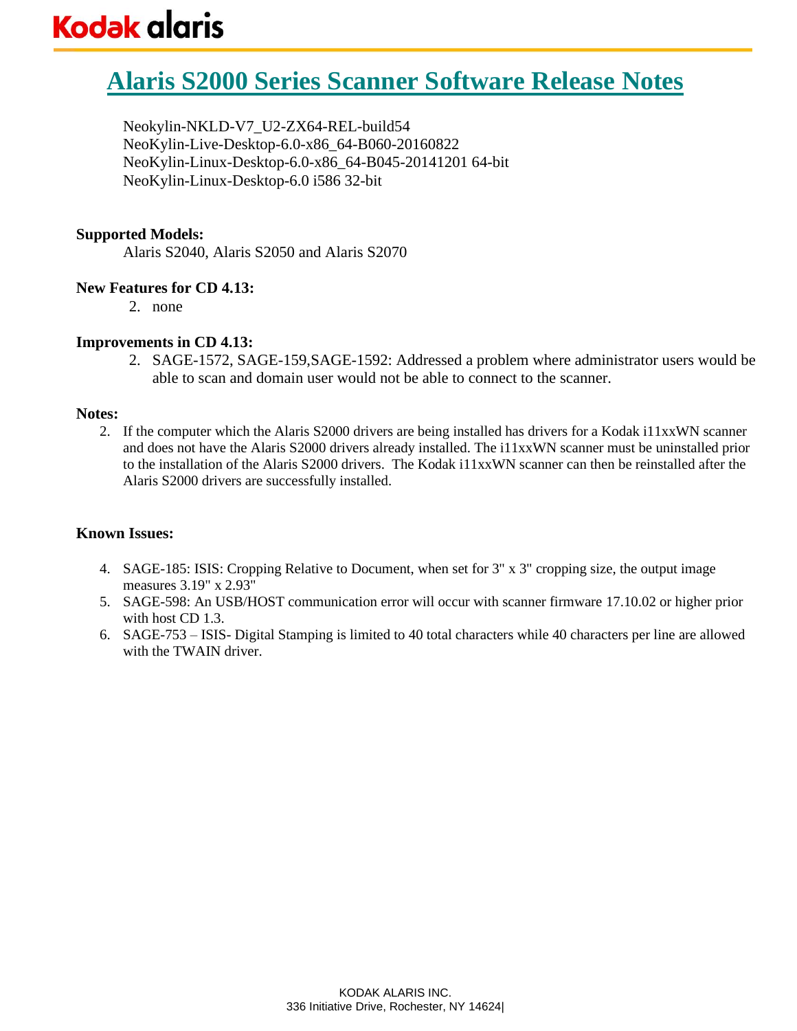# Alaris S2000 Series Scanner Software Release Notes

Neokylin-NKLD-V7_U2-ZX64-REL-build54
NeoKylin-Live-Desktop-6.0-x86_64-B060-20160822
NeoKylin-Linux-Desktop-6.0-x86_64-B045-20141201 64-bit
NeoKylin-Linux-Desktop-6.0 i586 32-bit

**Supported Models:**

Alaris S2040, Alaris S2050 and Alaris S2070

**New Features for CD 4.13:**

2. none

**Improvements in CD 4.13:**

2. SAGE-1572, SAGE-159,SAGE-1592: Addressed a problem where administrator users would be able to scan and domain user would not be able to connect to the scanner.

**Notes:**

2. If the computer which the Alaris S2000 drivers are being installed has drivers for a Kodak i11xxWN scanner and does not have the Alaris S2000 drivers already installed. The i11xxWN scanner must be uninstalled prior to the installation of the Alaris S2000 drivers. The Kodak i11xxWN scanner can then be reinstalled after the Alaris S2000 drivers are successfully installed.

**Known Issues:**

4. SAGE-185: ISIS: Cropping Relative to Document, when set for 3" x 3" cropping size, the output image measures 3.19" x 2.93"
5. SAGE-598: An USB/HOST communication error will occur with scanner firmware 17.10.02 or higher prior with host CD 1.3.
6. SAGE-753 – ISIS- Digital Stamping is limited to 40 total characters while 40 characters per line are allowed with the TWAIN driver.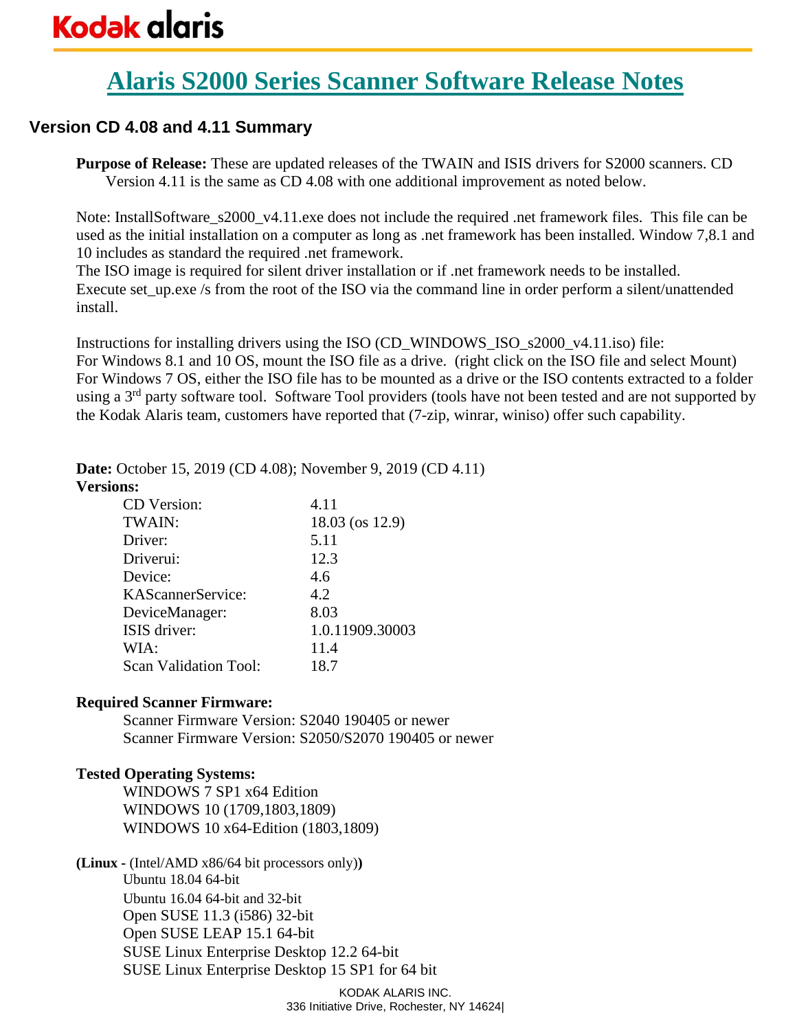# Alaris S2000 Series Scanner Software Release Notes

## Version CD 4.08 and 4.11 Summary

**Purpose of Release:** These are updated releases of the TWAIN and ISIS drivers for S2000 scanners. CD Version 4.11 is the same as CD 4.08 with one additional improvement as noted below.

Note: InstallSoftware_s2000_v4.11.exe does not include the required .net framework files. This file can be used as the initial installation on a computer as long as .net framework has been installed. Window 7,8.1 and 10 includes as standard the required .net framework.
The ISO image is required for silent driver installation or if .net framework needs to be installed.
Execute set_up.exe /s from the root of the ISO via the command line in order perform a silent/unattended install.

Instructions for installing drivers using the ISO (CD_WINDOWS_ISO_s2000_v4.11.iso) file:
For Windows 8.1 and 10 OS, mount the ISO file as a drive. (right click on the ISO file and select Mount)
For Windows 7 OS, either the ISO file has to be mounted as a drive or the ISO contents extracted to a folder using a 3rd party software tool. Software Tool providers (tools have not been tested and are not supported by the Kodak Alaris team, customers have reported that (7-zip, winrar, winiso) offer such capability.

**Date:** October 15, 2019 (CD 4.08); November 9, 2019 (CD 4.11)
**Versions:**

| | |
|---|---|
| CD Version: | 4.11 |
| TWAIN: | 18.03 (os 12.9) |
| Driver: | 5.11 |
| Driverui: | 12.3 |
| Device: | 4.6 |
| KAScannerService: | 4.2 |
| DeviceManager: | 8.03 |
| ISIS driver: | 1.0.11909.30003 |
| WIA: | 11.4 |
| Scan Validation Tool: | 18.7 |

**Required Scanner Firmware:**

Scanner Firmware Version: S2040 190405 or newer
Scanner Firmware Version: S2050/S2070 190405 or newer

**Tested Operating Systems:**

WINDOWS 7 SP1 x64 Edition
WINDOWS 10 (1709,1803,1809)
WINDOWS 10 x64-Edition (1803,1809)

**(Linux -** (Intel/AMD x86/64 bit processors only)**)**

Ubuntu 18.04 64-bit
Ubuntu 16.04 64-bit and 32-bit
Open SUSE 11.3 (i586) 32-bit
Open SUSE LEAP 15.1 64-bit
SUSE Linux Enterprise Desktop 12.2 64-bit
SUSE Linux Enterprise Desktop 15 SP1 for 64 bit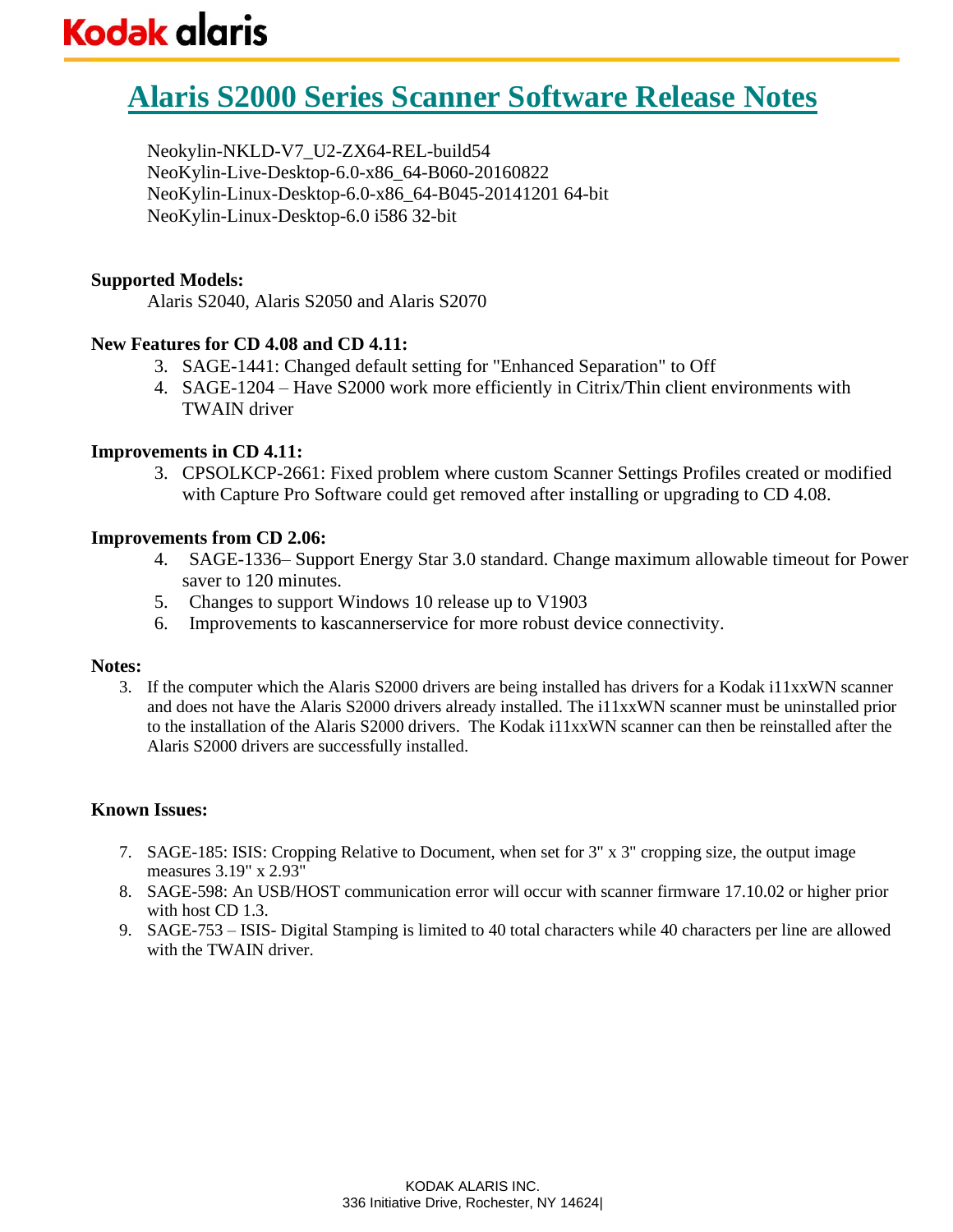# Alaris S2000 Series Scanner Software Release Notes

Neokylin-NKLD-V7_U2-ZX64-REL-build54
NeoKylin-Live-Desktop-6.0-x86_64-B060-20160822
NeoKylin-Linux-Desktop-6.0-x86_64-B045-20141201 64-bit
NeoKylin-Linux-Desktop-6.0 i586 32-bit

**Supported Models:**

Alaris S2040, Alaris S2050 and Alaris S2070

**New Features for CD 4.08 and CD 4.11:**

3. SAGE-1441: Changed default setting for "Enhanced Separation" to Off
4. SAGE-1204 – Have S2000 work more efficiently in Citrix/Thin client environments with TWAIN driver

**Improvements in CD 4.11:**

3. CPSOLKCP-2661: Fixed problem where custom Scanner Settings Profiles created or modified with Capture Pro Software could get removed after installing or upgrading to CD 4.08.

**Improvements from CD 2.06:**

4. SAGE-1336– Support Energy Star 3.0 standard. Change maximum allowable timeout for Power saver to 120 minutes.
5. Changes to support Windows 10 release up to V1903
6. Improvements to kascannerservice for more robust device connectivity.

**Notes:**

3. If the computer which the Alaris S2000 drivers are being installed has drivers for a Kodak i11xxWN scanner and does not have the Alaris S2000 drivers already installed. The i11xxWN scanner must be uninstalled prior to the installation of the Alaris S2000 drivers. The Kodak i11xxWN scanner can then be reinstalled after the Alaris S2000 drivers are successfully installed.

**Known Issues:**

7. SAGE-185: ISIS: Cropping Relative to Document, when set for 3" x 3" cropping size, the output image measures 3.19" x 2.93"
8. SAGE-598: An USB/HOST communication error will occur with scanner firmware 17.10.02 or higher prior with host CD 1.3.
9. SAGE-753 – ISIS- Digital Stamping is limited to 40 total characters while 40 characters per line are allowed with the TWAIN driver.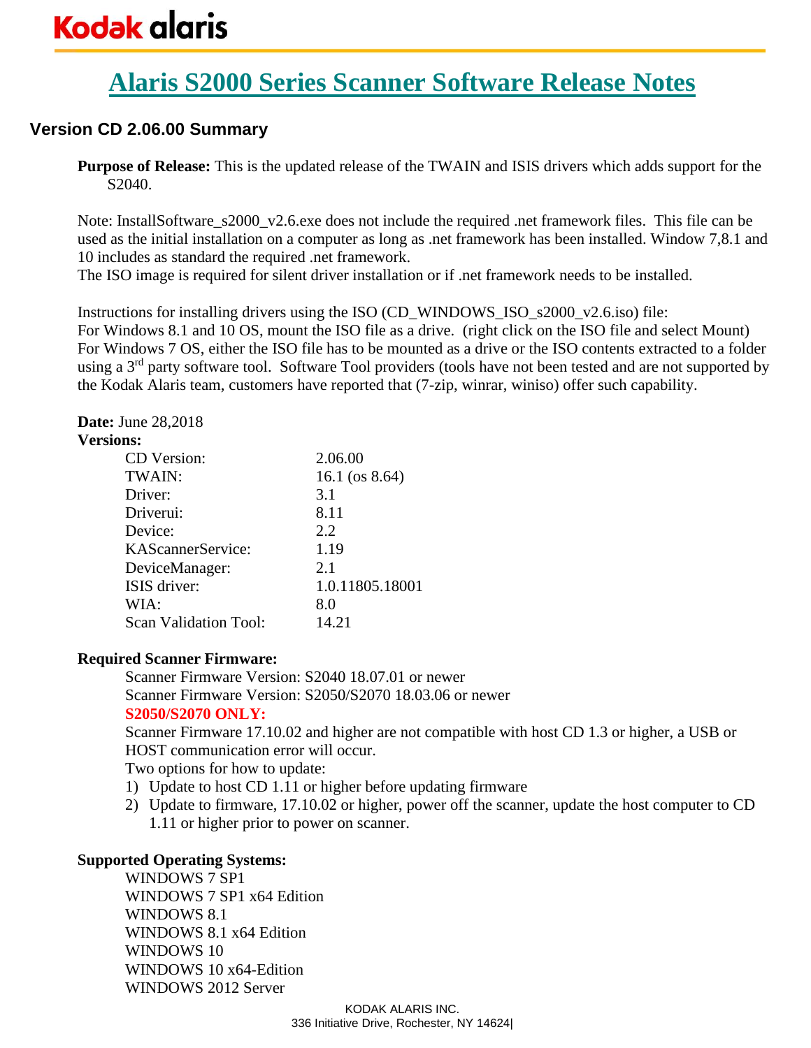# Alaris S2000 Series Scanner Software Release Notes

## Version CD 2.06.00 Summary

**Purpose of Release:** This is the updated release of the TWAIN and ISIS drivers which adds support for the S2040.

Note: InstallSoftware_s2000_v2.6.exe does not include the required .net framework files. This file can be used as the initial installation on a computer as long as .net framework has been installed. Window 7,8.1 and 10 includes as standard the required .net framework.
The ISO image is required for silent driver installation or if .net framework needs to be installed.

Instructions for installing drivers using the ISO (CD_WINDOWS_ISO_s2000_v2.6.iso) file:
For Windows 8.1 and 10 OS, mount the ISO file as a drive. (right click on the ISO file and select Mount)
For Windows 7 OS, either the ISO file has to be mounted as a drive or the ISO contents extracted to a folder using a 3rd party software tool. Software Tool providers (tools have not been tested and are not supported by the Kodak Alaris team, customers have reported that (7-zip, winrar, winiso) offer such capability.

**Date:** June 28,2018

**Versions:**

| | |
|---|---|
| CD Version: | 2.06.00 |
| TWAIN: | 16.1 (os 8.64) |
| Driver: | 3.1 |
| Driverui: | 8.11 |
| Device: | 2.2 |
| KAScannerService: | 1.19 |
| DeviceManager: | 2.1 |
| ISIS driver: | 1.0.11805.18001 |
| WIA: | 8.0 |
| Scan Validation Tool: | 14.21 |

**Required Scanner Firmware:**

Scanner Firmware Version: S2040 18.07.01 or newer
Scanner Firmware Version: S2050/S2070 18.03.06 or newer

**S2050/S2070 ONLY:**

Scanner Firmware 17.10.02 and higher are not compatible with host CD 1.3 or higher, a USB or HOST communication error will occur.
Two options for how to update:

1) Update to host CD 1.11 or higher before updating firmware
2) Update to firmware, 17.10.02 or higher, power off the scanner, update the host computer to CD 1.11 or higher prior to power on scanner.

**Supported Operating Systems:**

WINDOWS 7 SP1
WINDOWS 7 SP1 x64 Edition
WINDOWS 8.1
WINDOWS 8.1 x64 Edition
WINDOWS 10
WINDOWS 10 x64-Edition
WINDOWS 2012 Server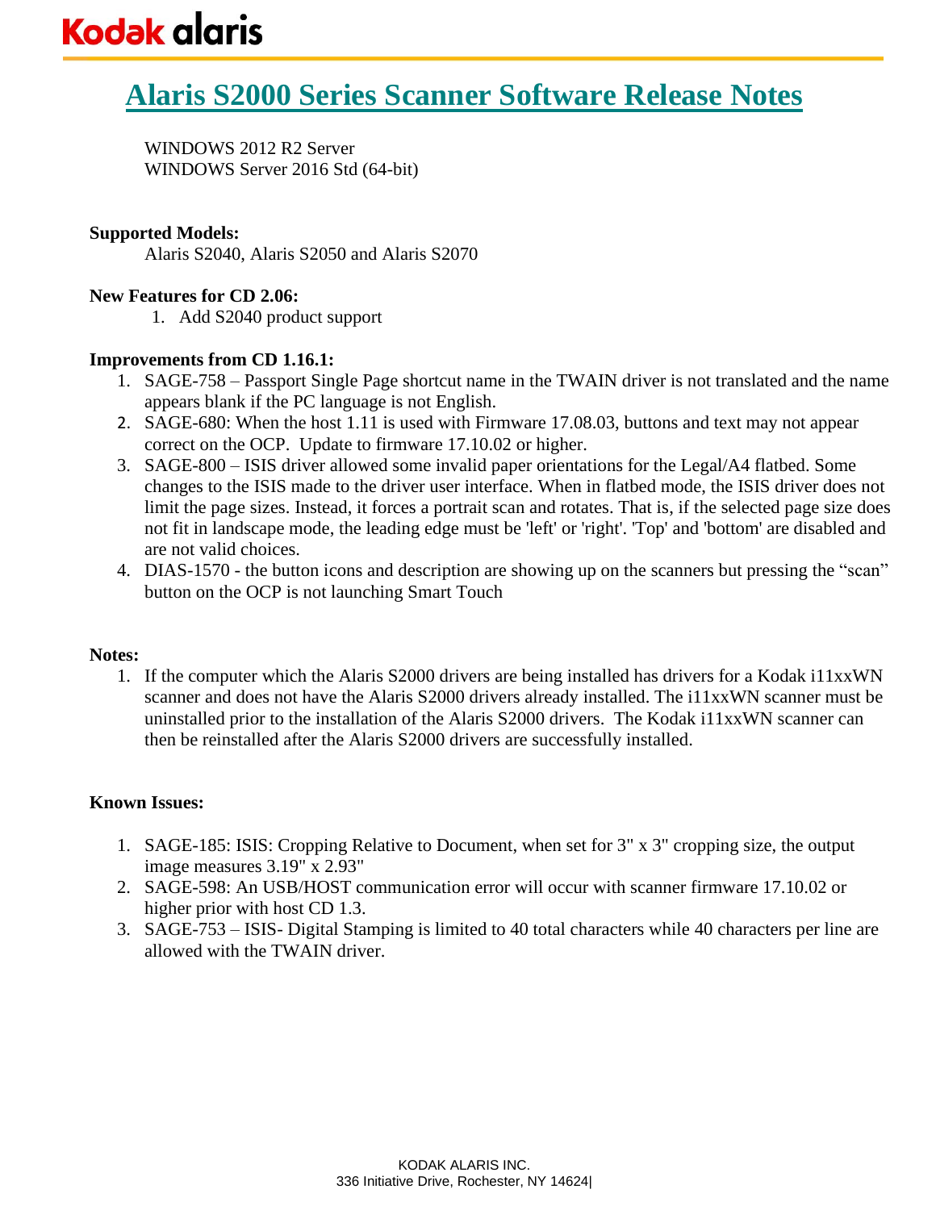# Alaris S2000 Series Scanner Software Release Notes

WINDOWS 2012 R2 Server
WINDOWS Server 2016 Std (64-bit)

**Supported Models:**

Alaris S2040, Alaris S2050 and Alaris S2070

**New Features for CD 2.06:**

1. Add S2040 product support

**Improvements from CD 1.16.1:**

1. SAGE-758 – Passport Single Page shortcut name in the TWAIN driver is not translated and the name appears blank if the PC language is not English.
2. SAGE-680: When the host 1.11 is used with Firmware 17.08.03, buttons and text may not appear correct on the OCP. Update to firmware 17.10.02 or higher.
3. SAGE-800 – ISIS driver allowed some invalid paper orientations for the Legal/A4 flatbed. Some changes to the ISIS made to the driver user interface. When in flatbed mode, the ISIS driver does not limit the page sizes. Instead, it forces a portrait scan and rotates. That is, if the selected page size does not fit in landscape mode, the leading edge must be 'left' or 'right'. 'Top' and 'bottom' are disabled and are not valid choices.
4. DIAS-1570 - the button icons and description are showing up on the scanners but pressing the "scan" button on the OCP is not launching Smart Touch

**Notes:**

1. If the computer which the Alaris S2000 drivers are being installed has drivers for a Kodak i11xxWN scanner and does not have the Alaris S2000 drivers already installed. The i11xxWN scanner must be uninstalled prior to the installation of the Alaris S2000 drivers. The Kodak i11xxWN scanner can then be reinstalled after the Alaris S2000 drivers are successfully installed.

**Known Issues:**

1. SAGE-185: ISIS: Cropping Relative to Document, when set for 3" x 3" cropping size, the output image measures 3.19" x 2.93"
2. SAGE-598: An USB/HOST communication error will occur with scanner firmware 17.10.02 or higher prior with host CD 1.3.
3. SAGE-753 – ISIS- Digital Stamping is limited to 40 total characters while 40 characters per line are allowed with the TWAIN driver.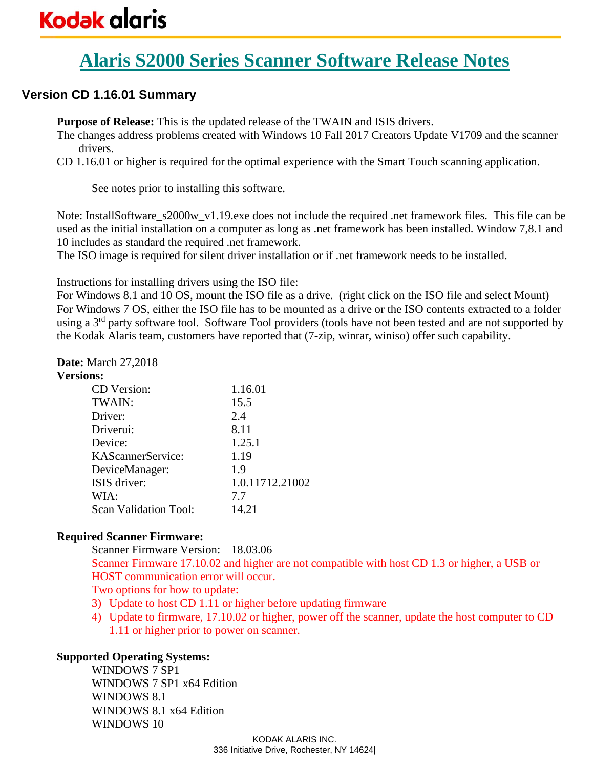# Alaris S2000 Series Scanner Software Release Notes

## Version CD 1.16.01 Summary

**Purpose of Release:** This is the updated release of the TWAIN and ISIS drivers.
The changes address problems created with Windows 10 Fall 2017 Creators Update V1709 and the scanner drivers.
CD 1.16.01 or higher is required for the optimal experience with the Smart Touch scanning application.

See notes prior to installing this software.

Note: InstallSoftware_s2000w_v1.19.exe does not include the required .net framework files. This file can be used as the initial installation on a computer as long as .net framework has been installed. Window 7,8.1 and 10 includes as standard the required .net framework.
The ISO image is required for silent driver installation or if .net framework needs to be installed.

Instructions for installing drivers using the ISO file:
For Windows 8.1 and 10 OS, mount the ISO file as a drive. (right click on the ISO file and select Mount)
For Windows 7 OS, either the ISO file has to be mounted as a drive or the ISO contents extracted to a folder using a 3rd party software tool. Software Tool providers (tools have not been tested and are not supported by the Kodak Alaris team, customers have reported that (7-zip, winrar, winiso) offer such capability.

**Date:** March 27,2018

**Versions:**

| | |
|---|---|
| CD Version: | 1.16.01 |
| TWAIN: | 15.5 |
| Driver: | 2.4 |
| Driverui: | 8.11 |
| Device: | 1.25.1 |
| KAScannerService: | 1.19 |
| DeviceManager: | 1.9 |
| ISIS driver: | 1.0.11712.21002 |
| WIA: | 7.7 |
| Scan Validation Tool: | 14.21 |

**Required Scanner Firmware:**

Scanner Firmware Version: 18.03.06

Scanner Firmware 17.10.02 and higher are not compatible with host CD 1.3 or higher, a USB or HOST communication error will occur.

Two options for how to update:

3) Update to host CD 1.11 or higher before updating firmware
4) Update to firmware, 17.10.02 or higher, power off the scanner, update the host computer to CD 1.11 or higher prior to power on scanner.

**Supported Operating Systems:**

WINDOWS 7 SP1
WINDOWS 7 SP1 x64 Edition
WINDOWS 8.1
WINDOWS 8.1 x64 Edition
WINDOWS 10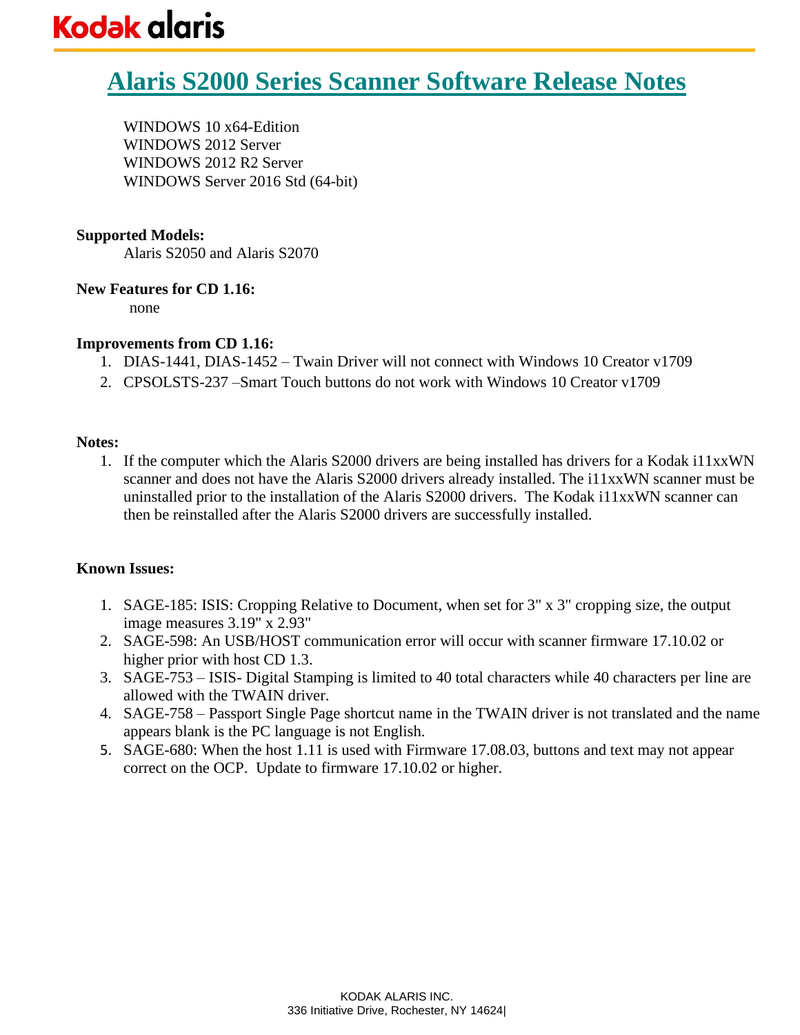# Alaris S2000 Series Scanner Software Release Notes

WINDOWS 10 x64-Edition
WINDOWS 2012 Server
WINDOWS 2012 R2 Server
WINDOWS Server 2016 Std (64-bit)

**Supported Models:**

Alaris S2050 and Alaris S2070

**New Features for CD 1.16:**

none

**Improvements from CD 1.16:**

1. DIAS-1441, DIAS-1452 – Twain Driver will not connect with Windows 10 Creator v1709
2. CPSOLSTS-237 –Smart Touch buttons do not work with Windows 10 Creator v1709

**Notes:**

1. If the computer which the Alaris S2000 drivers are being installed has drivers for a Kodak i11xxWN scanner and does not have the Alaris S2000 drivers already installed. The i11xxWN scanner must be uninstalled prior to the installation of the Alaris S2000 drivers. The Kodak i11xxWN scanner can then be reinstalled after the Alaris S2000 drivers are successfully installed.

**Known Issues:**

1. SAGE-185: ISIS: Cropping Relative to Document, when set for 3" x 3" cropping size, the output image measures 3.19" x 2.93"
2. SAGE-598: An USB/HOST communication error will occur with scanner firmware 17.10.02 or higher prior with host CD 1.3.
3. SAGE-753 – ISIS- Digital Stamping is limited to 40 total characters while 40 characters per line are allowed with the TWAIN driver.
4. SAGE-758 – Passport Single Page shortcut name in the TWAIN driver is not translated and the name appears blank is the PC language is not English.
5. SAGE-680: When the host 1.11 is used with Firmware 17.08.03, buttons and text may not appear correct on the OCP. Update to firmware 17.10.02 or higher.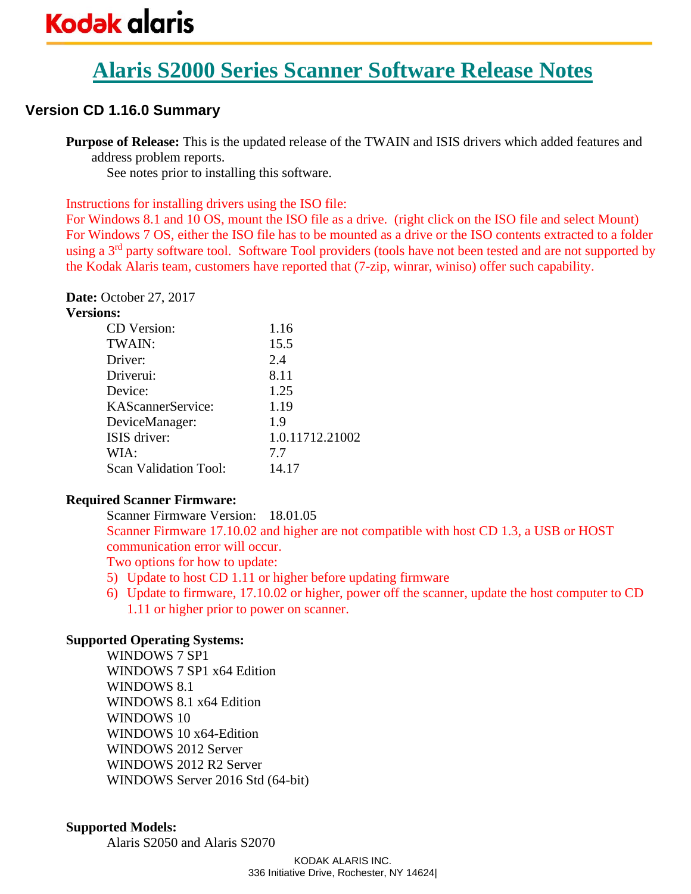Kodak alaris

# Alaris S2000 Series Scanner Software Release Notes

## Version CD 1.16.0 Summary

**Purpose of Release:** This is the updated release of the TWAIN and ISIS drivers which added features and address problem reports.
See notes prior to installing this software.

Instructions for installing drivers using the ISO file:
For Windows 8.1 and 10 OS, mount the ISO file as a drive. (right click on the ISO file and select Mount)
For Windows 7 OS, either the ISO file has to be mounted as a drive or the ISO contents extracted to a folder using a 3rd party software tool. Software Tool providers (tools have not been tested and are not supported by the Kodak Alaris team, customers have reported that (7-zip, winrar, winiso) offer such capability.

**Date:** October 27, 2017

**Versions:**

| | |
|---|---|
| CD Version: | 1.16 |
| TWAIN: | 15.5 |
| Driver: | 2.4 |
| Driverui: | 8.11 |
| Device: | 1.25 |
| KAScannerService: | 1.19 |
| DeviceManager: | 1.9 |
| ISIS driver: | 1.0.11712.21002 |
| WIA: | 7.7 |
| Scan Validation Tool: | 14.17 |

**Required Scanner Firmware:**

Scanner Firmware Version: 18.01.05

Scanner Firmware 17.10.02 and higher are not compatible with host CD 1.3, a USB or HOST communication error will occur.

Two options for how to update:

5) Update to host CD 1.11 or higher before updating firmware
6) Update to firmware, 17.10.02 or higher, power off the scanner, update the host computer to CD 1.11 or higher prior to power on scanner.

**Supported Operating Systems:**

WINDOWS 7 SP1
WINDOWS 7 SP1 x64 Edition
WINDOWS 8.1
WINDOWS 8.1 x64 Edition
WINDOWS 10
WINDOWS 10 x64-Edition
WINDOWS 2012 Server
WINDOWS 2012 R2 Server
WINDOWS Server 2016 Std (64-bit)

**Supported Models:**

Alaris S2050 and Alaris S2070

KODAK ALARIS INC.
336 Initiative Drive, Rochester, NY 14624|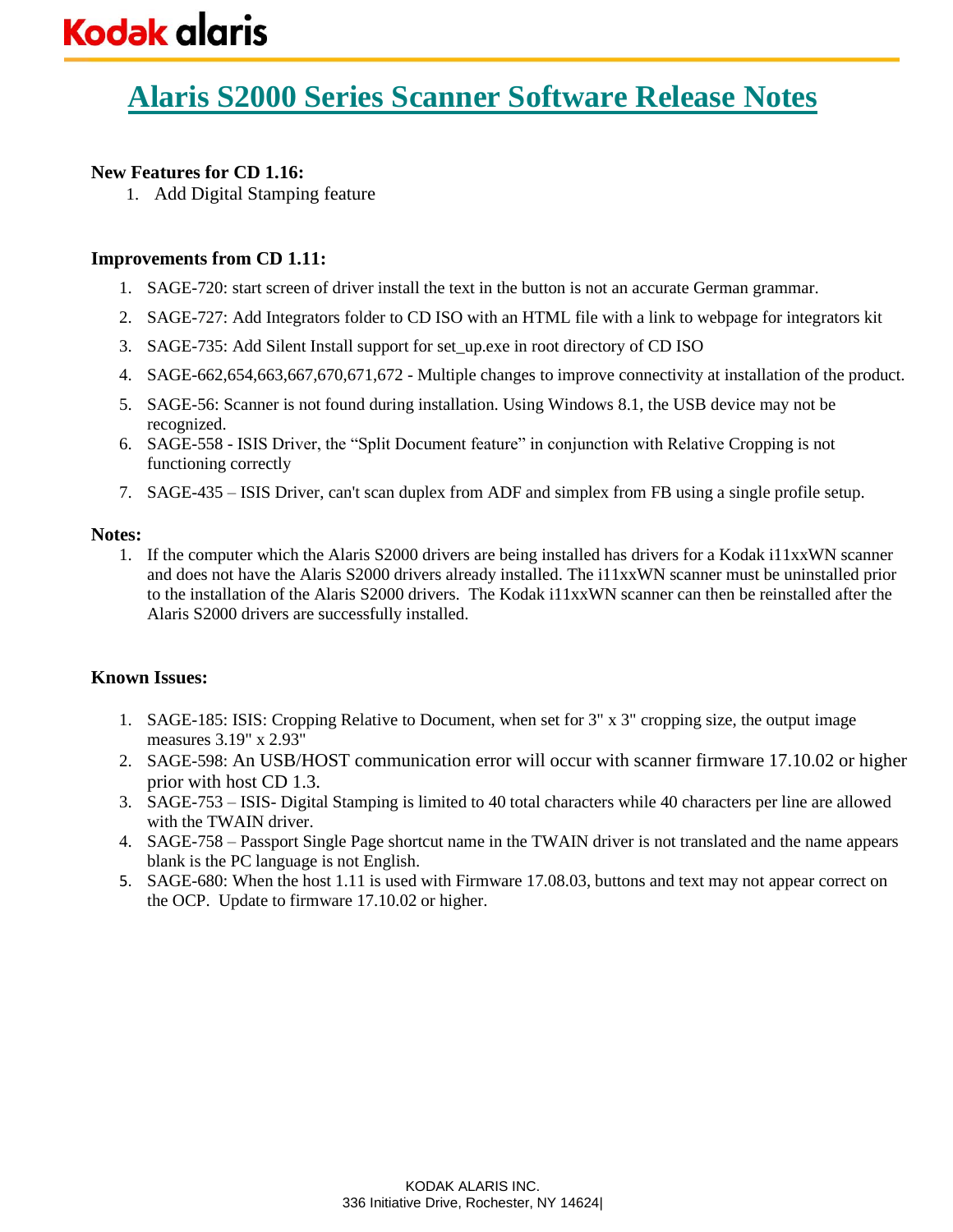# Alaris S2000 Series Scanner Software Release Notes

**New Features for CD 1.16:**

1. Add Digital Stamping feature

**Improvements from CD 1.11:**

1. SAGE-720: start screen of driver install the text in the button is not an accurate German grammar.
2. SAGE-727: Add Integrators folder to CD ISO with an HTML file with a link to webpage for integrators kit
3. SAGE-735: Add Silent Install support for set_up.exe in root directory of CD ISO
4. SAGE-662,654,663,667,670,671,672 - Multiple changes to improve connectivity at installation of the product.
5. SAGE-56: Scanner is not found during installation. Using Windows 8.1, the USB device may not be recognized.
6. SAGE-558 - ISIS Driver, the "Split Document feature" in conjunction with Relative Cropping is not functioning correctly
7. SAGE-435 – ISIS Driver, can't scan duplex from ADF and simplex from FB using a single profile setup.

**Notes:**

1. If the computer which the Alaris S2000 drivers are being installed has drivers for a Kodak i11xxWN scanner and does not have the Alaris S2000 drivers already installed. The i11xxWN scanner must be uninstalled prior to the installation of the Alaris S2000 drivers. The Kodak i11xxWN scanner can then be reinstalled after the Alaris S2000 drivers are successfully installed.

**Known Issues:**

1. SAGE-185: ISIS: Cropping Relative to Document, when set for 3" x 3" cropping size, the output image measures 3.19" x 2.93"
2. SAGE-598: An USB/HOST communication error will occur with scanner firmware 17.10.02 or higher prior with host CD 1.3.
3. SAGE-753 – ISIS- Digital Stamping is limited to 40 total characters while 40 characters per line are allowed with the TWAIN driver.
4. SAGE-758 – Passport Single Page shortcut name in the TWAIN driver is not translated and the name appears blank is the PC language is not English.
5. SAGE-680: When the host 1.11 is used with Firmware 17.08.03, buttons and text may not appear correct on the OCP. Update to firmware 17.10.02 or higher.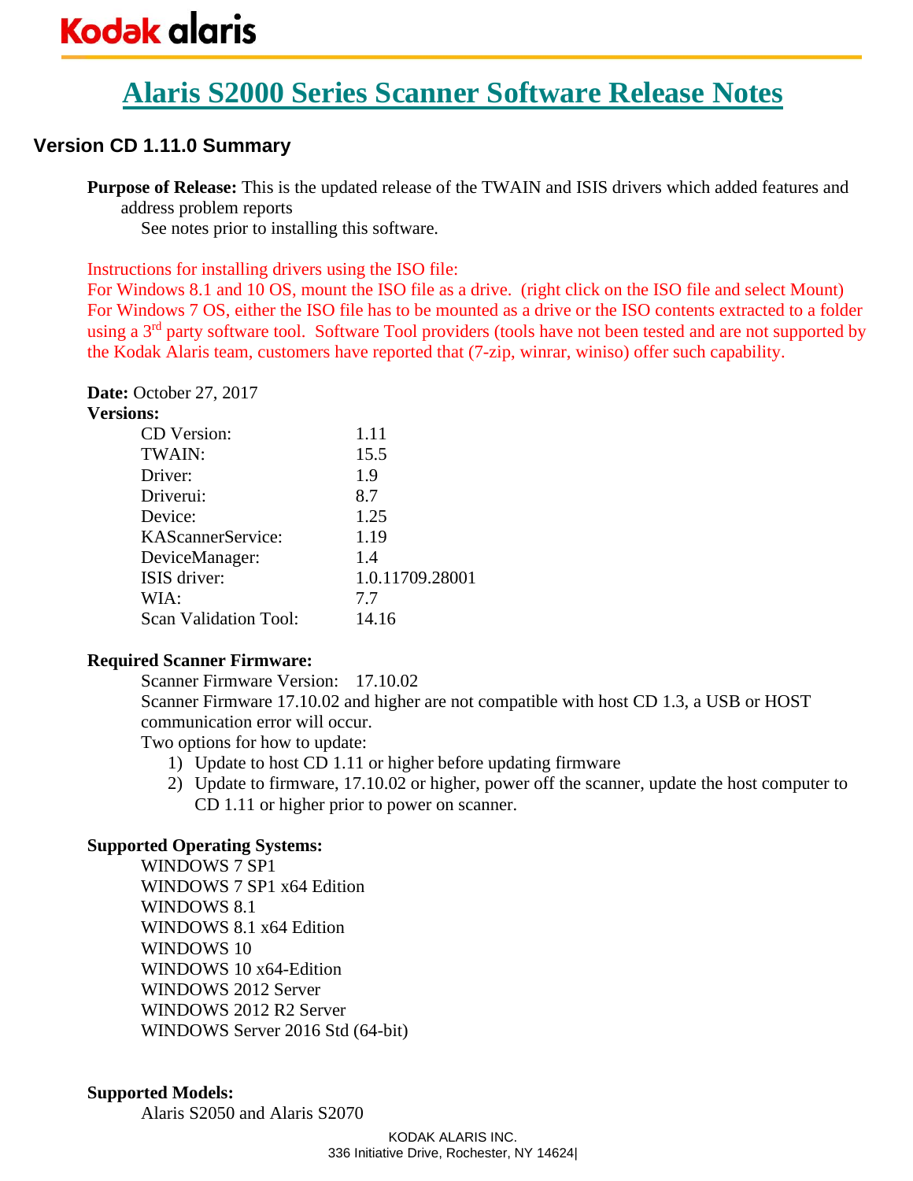## Alaris S2000 Series Scanner Software Release Notes

### Version CD 1.11.0 Summary

**Purpose of Release:** This is the updated release of the TWAIN and ISIS drivers which added features and address problem reports
See notes prior to installing this software.

Instructions for installing drivers using the ISO file:
For Windows 8.1 and 10 OS, mount the ISO file as a drive. (right click on the ISO file and select Mount)
For Windows 7 OS, either the ISO file has to be mounted as a drive or the ISO contents extracted to a folder using a 3rd party software tool. Software Tool providers (tools have not been tested and are not supported by the Kodak Alaris team, customers have reported that (7-zip, winrar, winiso) offer such capability.

**Date:** October 27, 2017

**Versions:**

| | |
|---|---|
| CD Version: | 1.11 |
| TWAIN: | 15.5 |
| Driver: | 1.9 |
| Driverui: | 8.7 |
| Device: | 1.25 |
| KAScannerService: | 1.19 |
| DeviceManager: | 1.4 |
| ISIS driver: | 1.0.11709.28001 |
| WIA: | 7.7 |
| Scan Validation Tool: | 14.16 |

**Required Scanner Firmware:**

Scanner Firmware Version: 17.10.02
Scanner Firmware 17.10.02 and higher are not compatible with host CD 1.3, a USB or HOST communication error will occur.
Two options for how to update:

1) Update to host CD 1.11 or higher before updating firmware
2) Update to firmware, 17.10.02 or higher, power off the scanner, update the host computer to CD 1.11 or higher prior to power on scanner.

**Supported Operating Systems:**

WINDOWS 7 SP1
WINDOWS 7 SP1 x64 Edition
WINDOWS 8.1
WINDOWS 8.1 x64 Edition
WINDOWS 10
WINDOWS 10 x64-Edition
WINDOWS 2012 Server
WINDOWS 2012 R2 Server
WINDOWS Server 2016 Std (64-bit)

**Supported Models:**

Alaris S2050 and Alaris S2070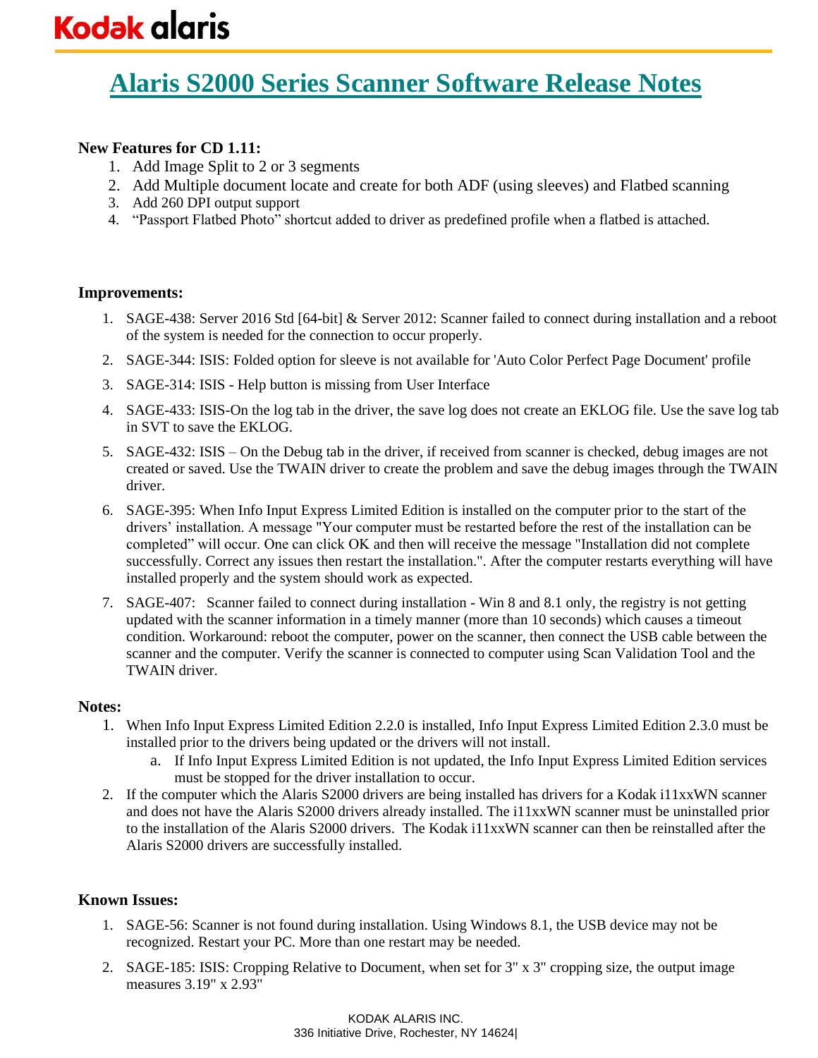# Alaris S2000 Series Scanner Software Release Notes

**New Features for CD 1.11:**

1. Add Image Split to 2 or 3 segments
2. Add Multiple document locate and create for both ADF (using sleeves) and Flatbed scanning
3. Add 260 DPI output support
4. "Passport Flatbed Photo" shortcut added to driver as predefined profile when a flatbed is attached.

**Improvements:**

1. SAGE-438: Server 2016 Std [64-bit] & Server 2012: Scanner failed to connect during installation and a reboot of the system is needed for the connection to occur properly.
2. SAGE-344: ISIS: Folded option for sleeve is not available for 'Auto Color Perfect Page Document' profile
3. SAGE-314: ISIS - Help button is missing from User Interface
4. SAGE-433: ISIS-On the log tab in the driver, the save log does not create an EKLOG file. Use the save log tab in SVT to save the EKLOG.
5. SAGE-432: ISIS – On the Debug tab in the driver, if received from scanner is checked, debug images are not created or saved. Use the TWAIN driver to create the problem and save the debug images through the TWAIN driver.
6. SAGE-395: When Info Input Express Limited Edition is installed on the computer prior to the start of the drivers' installation. A message "Your computer must be restarted before the rest of the installation can be completed" will occur. One can click OK and then will receive the message "Installation did not complete successfully. Correct any issues then restart the installation.". After the computer restarts everything will have installed properly and the system should work as expected.
7. SAGE-407: Scanner failed to connect during installation - Win 8 and 8.1 only, the registry is not getting updated with the scanner information in a timely manner (more than 10 seconds) which causes a timeout condition. Workaround: reboot the computer, power on the scanner, then connect the USB cable between the scanner and the computer. Verify the scanner is connected to computer using Scan Validation Tool and the TWAIN driver.

**Notes:**

1. When Info Input Express Limited Edition 2.2.0 is installed, Info Input Express Limited Edition 2.3.0 must be installed prior to the drivers being updated or the drivers will not install.
   a. If Info Input Express Limited Edition is not updated, the Info Input Express Limited Edition services must be stopped for the driver installation to occur.
2. If the computer which the Alaris S2000 drivers are being installed has drivers for a Kodak i11xxWN scanner and does not have the Alaris S2000 drivers already installed. The i11xxWN scanner must be uninstalled prior to the installation of the Alaris S2000 drivers. The Kodak i11xxWN scanner can then be reinstalled after the Alaris S2000 drivers are successfully installed.

**Known Issues:**

1. SAGE-56: Scanner is not found during installation. Using Windows 8.1, the USB device may not be recognized. Restart your PC. More than one restart may be needed.
2. SAGE-185: ISIS: Cropping Relative to Document, when set for 3" x 3" cropping size, the output image measures 3.19" x 2.93"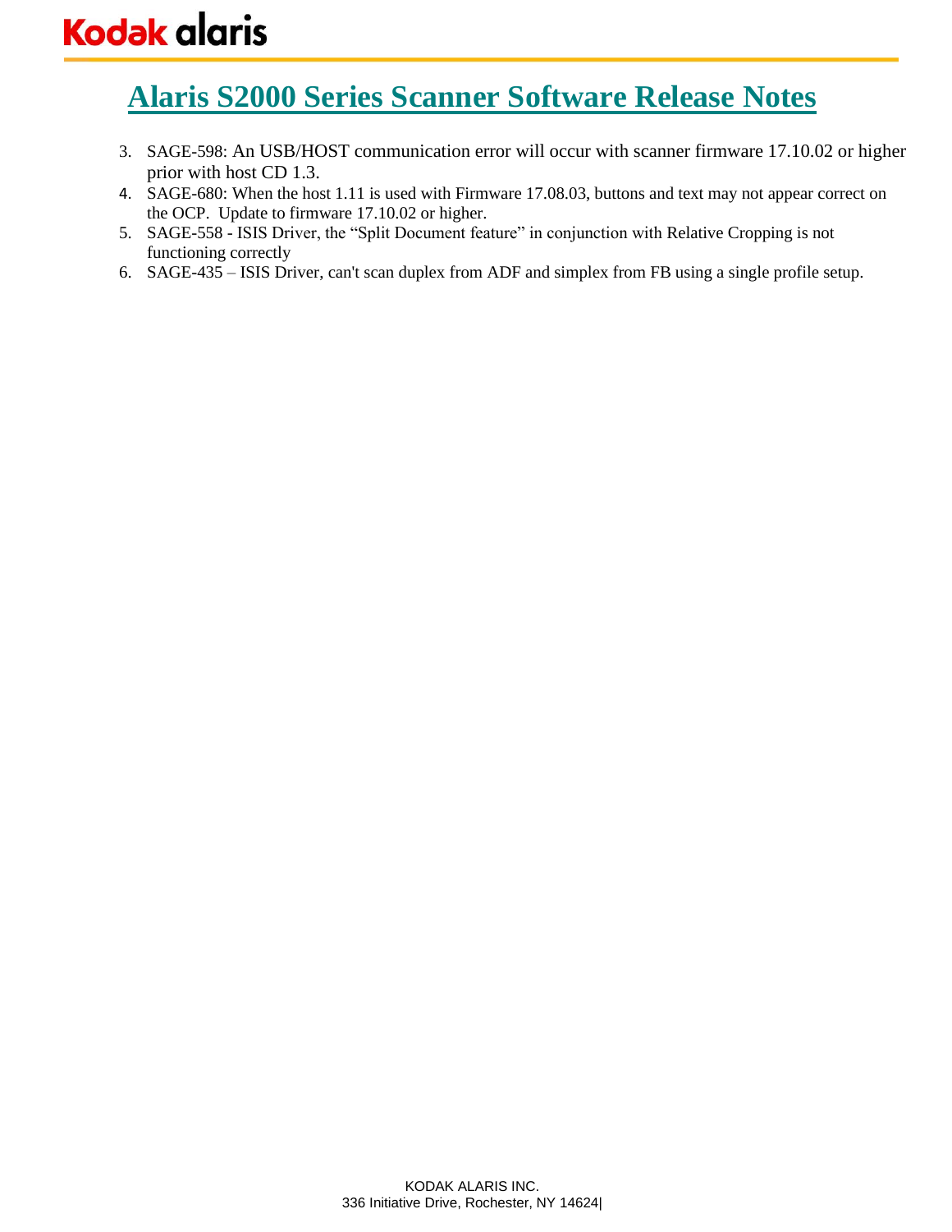# Alaris S2000 Series Scanner Software Release Notes

3. SAGE-598: An USB/HOST communication error will occur with scanner firmware 17.10.02 or higher prior with host CD 1.3.
4. SAGE-680: When the host 1.11 is used with Firmware 17.08.03, buttons and text may not appear correct on the OCP. Update to firmware 17.10.02 or higher.
5. SAGE-558 - ISIS Driver, the “Split Document feature” in conjunction with Relative Cropping is not functioning correctly
6. SAGE-435 – ISIS Driver, can't scan duplex from ADF and simplex from FB using a single profile setup.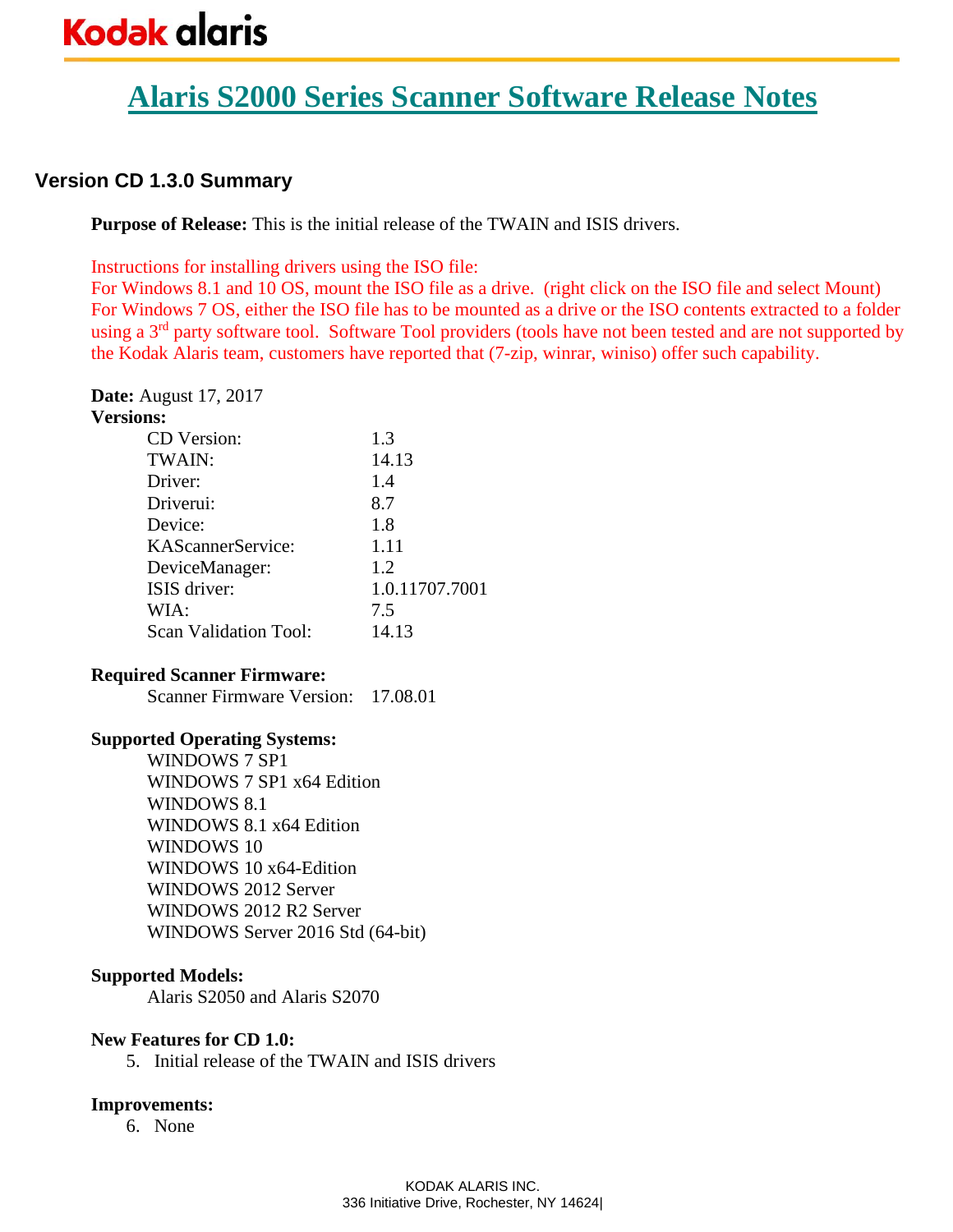Kodak alaris

# Alaris S2000 Series Scanner Software Release Notes

## Version CD 1.3.0 Summary

**Purpose of Release:** This is the initial release of the TWAIN and ISIS drivers.

Instructions for installing drivers using the ISO file:
For Windows 8.1 and 10 OS, mount the ISO file as a drive. (right click on the ISO file and select Mount)
For Windows 7 OS, either the ISO file has to be mounted as a drive or the ISO contents extracted to a folder using a 3rd party software tool. Software Tool providers (tools have not been tested and are not supported by the Kodak Alaris team, customers have reported that (7-zip, winrar, winiso) offer such capability.

**Date:** August 17, 2017

**Versions:**

| | |
|---|---|
| CD Version: | 1.3 |
| TWAIN: | 14.13 |
| Driver: | 1.4 |
| Driverui: | 8.7 |
| Device: | 1.8 |
| KAScannerService: | 1.11 |
| DeviceManager: | 1.2 |
| ISIS driver: | 1.0.11707.7001 |
| WIA: | 7.5 |
| Scan Validation Tool: | 14.13 |

**Required Scanner Firmware:**

Scanner Firmware Version: 17.08.01

**Supported Operating Systems:**

- WINDOWS 7 SP1
- WINDOWS 7 SP1 x64 Edition
- WINDOWS 8.1
- WINDOWS 8.1 x64 Edition
- WINDOWS 10
- WINDOWS 10 x64-Edition
- WINDOWS 2012 Server
- WINDOWS 2012 R2 Server
- WINDOWS Server 2016 Std (64-bit)

**Supported Models:**

Alaris S2050 and Alaris S2070

**New Features for CD 1.0:**

5. Initial release of the TWAIN and ISIS drivers

**Improvements:**

6. None

KODAK ALARIS INC.
336 Initiative Drive, Rochester, NY 14624|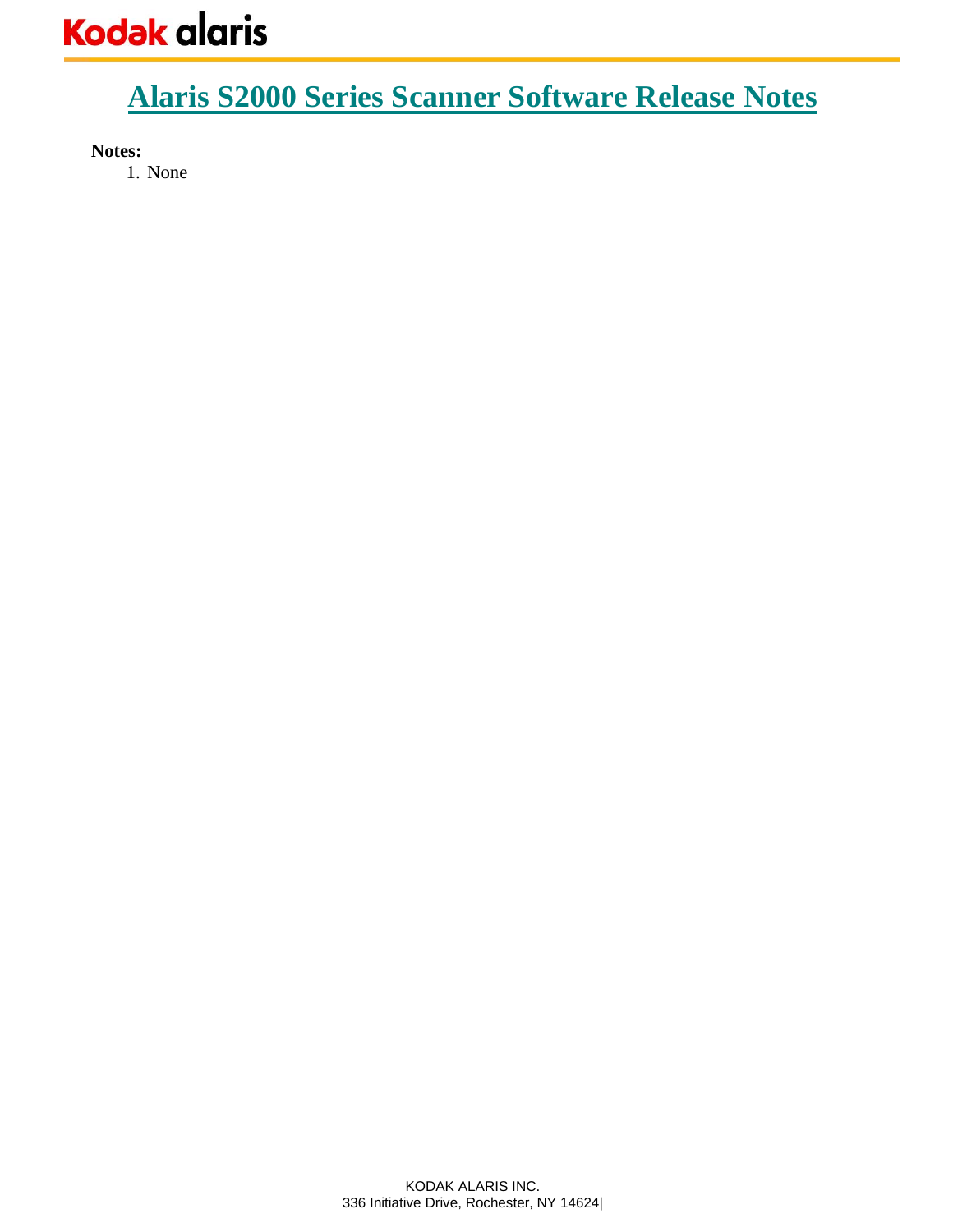# Alaris S2000 Series Scanner Software Release Notes

**Notes:**

1. None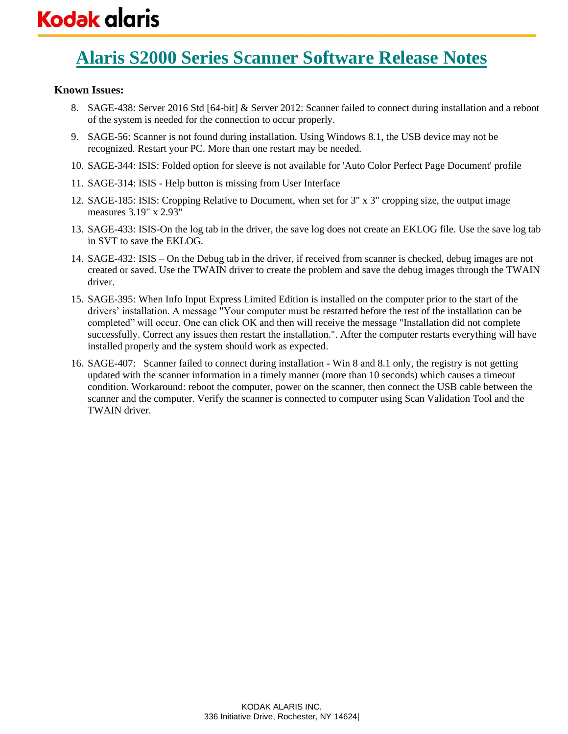# Alaris S2000 Series Scanner Software Release Notes

**Known Issues:**

8. SAGE-438: Server 2016 Std [64-bit] & Server 2012: Scanner failed to connect during installation and a reboot of the system is needed for the connection to occur properly.
9. SAGE-56: Scanner is not found during installation. Using Windows 8.1, the USB device may not be recognized. Restart your PC. More than one restart may be needed.
10. SAGE-344: ISIS: Folded option for sleeve is not available for 'Auto Color Perfect Page Document' profile
11. SAGE-314: ISIS - Help button is missing from User Interface
12. SAGE-185: ISIS: Cropping Relative to Document, when set for 3" x 3" cropping size, the output image measures 3.19" x 2.93"
13. SAGE-433: ISIS-On the log tab in the driver, the save log does not create an EKLOG file. Use the save log tab in SVT to save the EKLOG.
14. SAGE-432: ISIS – On the Debug tab in the driver, if received from scanner is checked, debug images are not created or saved. Use the TWAIN driver to create the problem and save the debug images through the TWAIN driver.
15. SAGE-395: When Info Input Express Limited Edition is installed on the computer prior to the start of the drivers' installation. A message "Your computer must be restarted before the rest of the installation can be completed" will occur. One can click OK and then will receive the message "Installation did not complete successfully. Correct any issues then restart the installation.". After the computer restarts everything will have installed properly and the system should work as expected.
16. SAGE-407: Scanner failed to connect during installation - Win 8 and 8.1 only, the registry is not getting updated with the scanner information in a timely manner (more than 10 seconds) which causes a timeout condition. Workaround: reboot the computer, power on the scanner, then connect the USB cable between the scanner and the computer. Verify the scanner is connected to computer using Scan Validation Tool and the TWAIN driver.